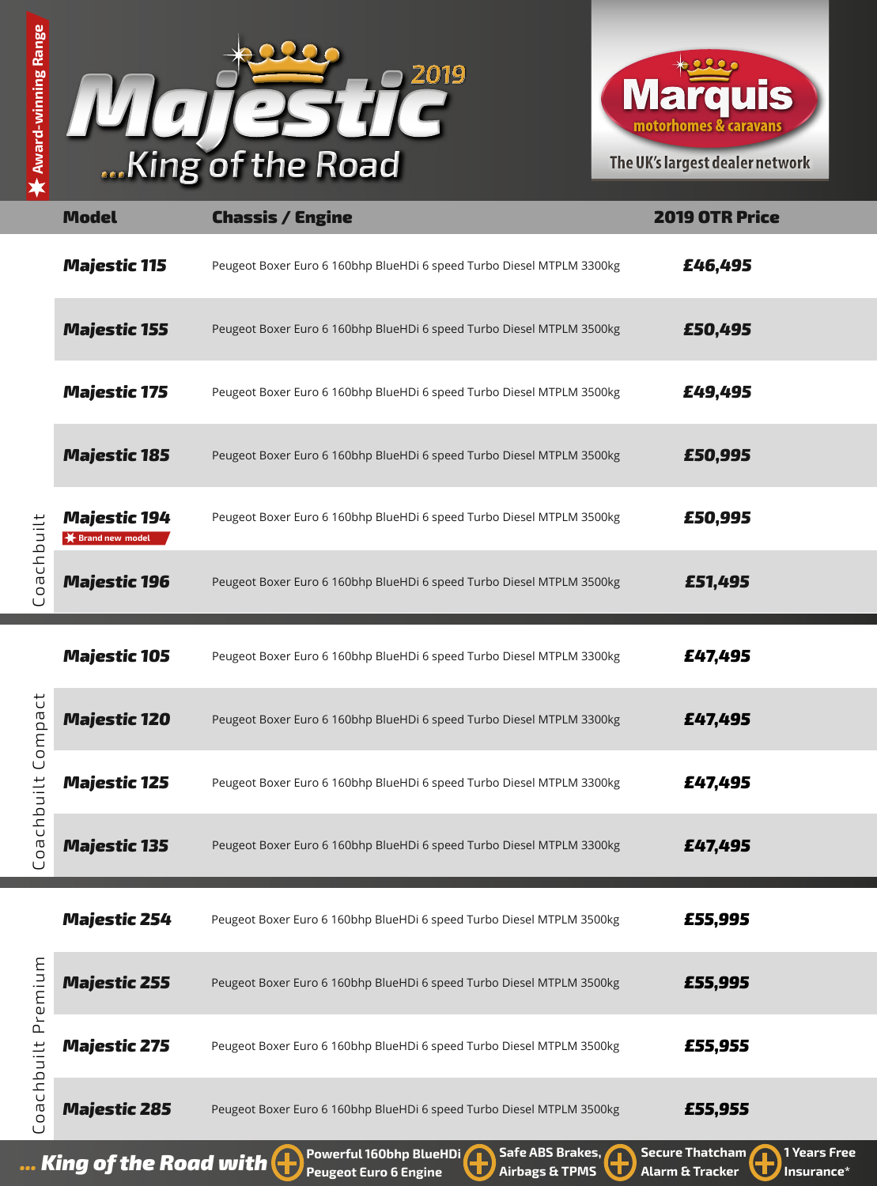Award-winning Range

# Majestic 2019

## ...King of the Road

**Marquis** motorhomes & caravans

The UK's largest dealer network

| | Model | Chassis / Engine | 2019 OTR Price |
|---|---|---|---|
| Coachbuilt | **Majestic 115** | Peugeot Boxer Euro 6 160bhp BlueHDi 6 speed Turbo Diesel MTPLM 3300kg | **£46,495** |
| | **Majestic 155** | Peugeot Boxer Euro 6 160bhp BlueHDi 6 speed Turbo Diesel MTPLM 3500kg | **£50,495** |
| | **Majestic 175** | Peugeot Boxer Euro 6 160bhp BlueHDi 6 speed Turbo Diesel MTPLM 3500kg | **£49,495** |
| | **Majestic 185** | Peugeot Boxer Euro 6 160bhp BlueHDi 6 speed Turbo Diesel MTPLM 3500kg | **£50,995** |
| | **Majestic 194** Brand new model | Peugeot Boxer Euro 6 160bhp BlueHDi 6 speed Turbo Diesel MTPLM 3500kg | **£50,995** |
| | **Majestic 196** | Peugeot Boxer Euro 6 160bhp BlueHDi 6 speed Turbo Diesel MTPLM 3500kg | **£51,495** |
| Coachbuilt Compact | **Majestic 105** | Peugeot Boxer Euro 6 160bhp BlueHDi 6 speed Turbo Diesel MTPLM 3300kg | **£47,495** |
| | **Majestic 120** | Peugeot Boxer Euro 6 160bhp BlueHDi 6 speed Turbo Diesel MTPLM 3300kg | **£47,495** |
| | **Majestic 125** | Peugeot Boxer Euro 6 160bhp BlueHDi 6 speed Turbo Diesel MTPLM 3300kg | **£47,495** |
| | **Majestic 135** | Peugeot Boxer Euro 6 160bhp BlueHDi 6 speed Turbo Diesel MTPLM 3300kg | **£47,495** |
| Coachbuilt Premium | **Majestic 254** | Peugeot Boxer Euro 6 160bhp BlueHDi 6 speed Turbo Diesel MTPLM 3500kg | **£55,995** |
| | **Majestic 255** | Peugeot Boxer Euro 6 160bhp BlueHDi 6 speed Turbo Diesel MTPLM 3500kg | **£55,995** |
| | **Majestic 275** | Peugeot Boxer Euro 6 160bhp BlueHDi 6 speed Turbo Diesel MTPLM 3500kg | **£55,955** |
| | **Majestic 285** | Peugeot Boxer Euro 6 160bhp BlueHDi 6 speed Turbo Diesel MTPLM 3500kg | **£55,955** |

***... King of the Road with*** + **Powerful 160bhp BlueHDi Peugeot Euro 6 Engine** + **Safe ABS Brakes, Airbags & TPMS** + **Secure Thatcham Alarm & Tracker** + **1 Years Free Insurance***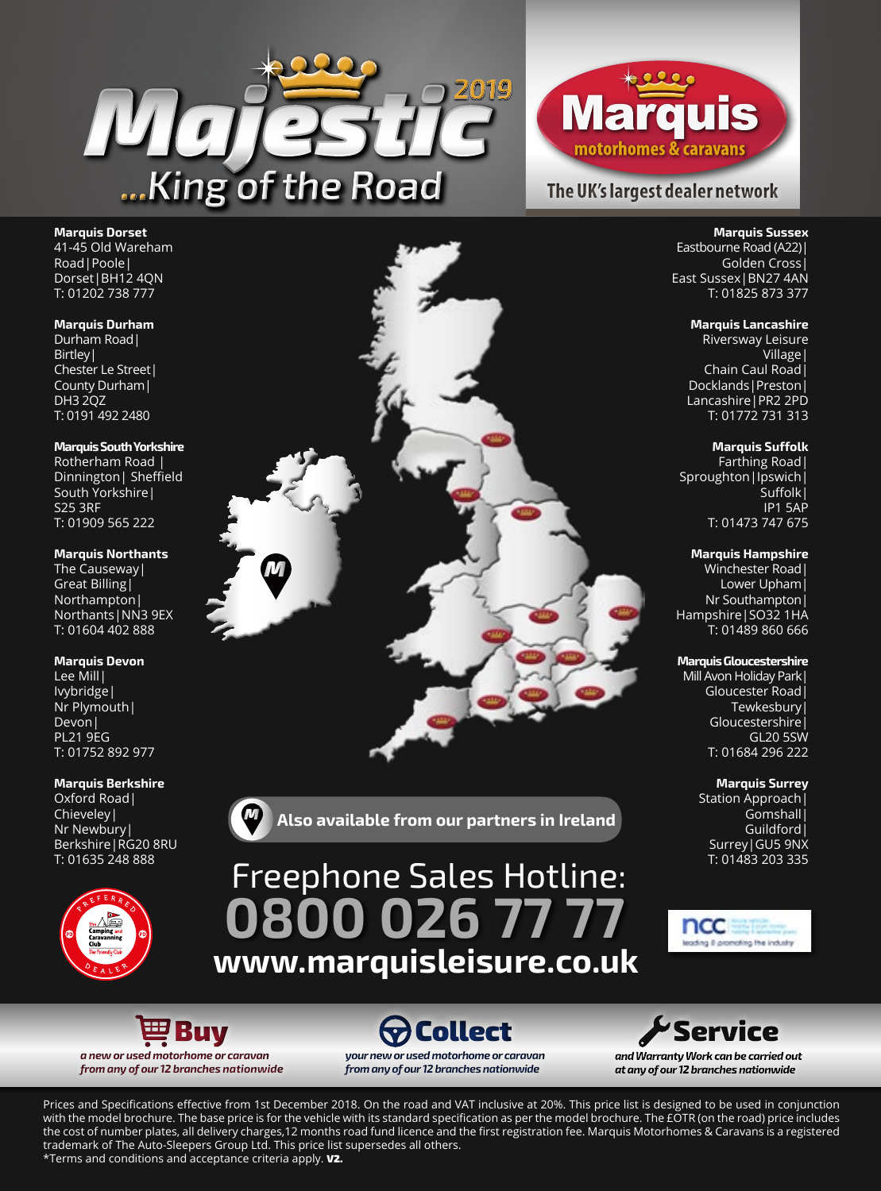# Majestic 2019 ...King of the Road

**Marquis motorhomes & caravans**

The UK's largest dealer network

**Marquis Dorset**
41-45 Old Wareham Road | Poole | Dorset | BH12 4QN
T: 01202 738 777

**Marquis Durham**
Durham Road | Birtley | Chester Le Street | County Durham | DH3 2QZ
T: 0191 492 2480

**Marquis South Yorkshire**
Rotherham Road | Dinnington | Sheffield | South Yorkshire | S25 3RF
T: 01909 565 222

**Marquis Northants**
The Causeway | Great Billing | Northampton | Northants | NN3 9EX
T: 01604 402 888

**Marquis Devon**
Lee Mill | Ivybridge | Nr Plymouth | Devon | PL21 9EG
T: 01752 892 977

**Marquis Berkshire**
Oxford Road | Chieveley | Nr Newbury | Berkshire | RG20 8RU
T: 01635 248 888

**Marquis Sussex**
Eastbourne Road (A22) | Golden Cross | East Sussex | BN27 4AN
T: 01825 873 377

**Marquis Lancashire**
Riversway Leisure Village | Chain Caul Road | Docklands | Preston | Lancashire | PR2 2PD
T: 01772 731 313

**Marquis Suffolk**
Farthing Road | Sproughton | Ipswich | Suffolk | IP1 5AP
T: 01473 747 675

**Marquis Hampshire**
Winchester Road | Lower Upham | Nr Southampton | Hampshire | SO32 1HA
T: 01489 860 666

**Marquis Gloucestershire**
Mill Avon Holiday Park | Gloucester Road | Tewkesbury | Gloucestershire | GL20 5SW
T: 01684 296 222

**Marquis Surrey**
Station Approach | Gomshall | Guildford | Surrey | GU5 9NX
T: 01483 203 335

**Also available from our partners in Ireland**

Freephone Sales Hotline:
**0800 026 77 77**
**www.marquisleisure.co.uk**

Preferred Dealer – The Camping and Caravanning Club – The Friendly Club

ncc – leading & promoting the industry

**Buy** *a new or used motorhome or caravan from any of our 12 branches nationwide*

**Collect** *your new or used motorhome or caravan from any of our 12 branches nationwide*

**Service** *and Warranty Work can be carried out at any of our 12 branches nationwide*

Prices and Specifications effective from 1st December 2018. On the road and VAT inclusive at 20%. This price list is designed to be used in conjunction with the model brochure. The base price is for the vehicle with its standard specification as per the model brochure. The £OTR (on the road) price includes the cost of number plates, all delivery charges,12 months road fund licence and the first registration fee. Marquis Motorhomes & Caravans is a registered trademark of The Auto-Sleepers Group Ltd. This price list supersedes all others.
*Terms and conditions and acceptance criteria apply. **V2.**